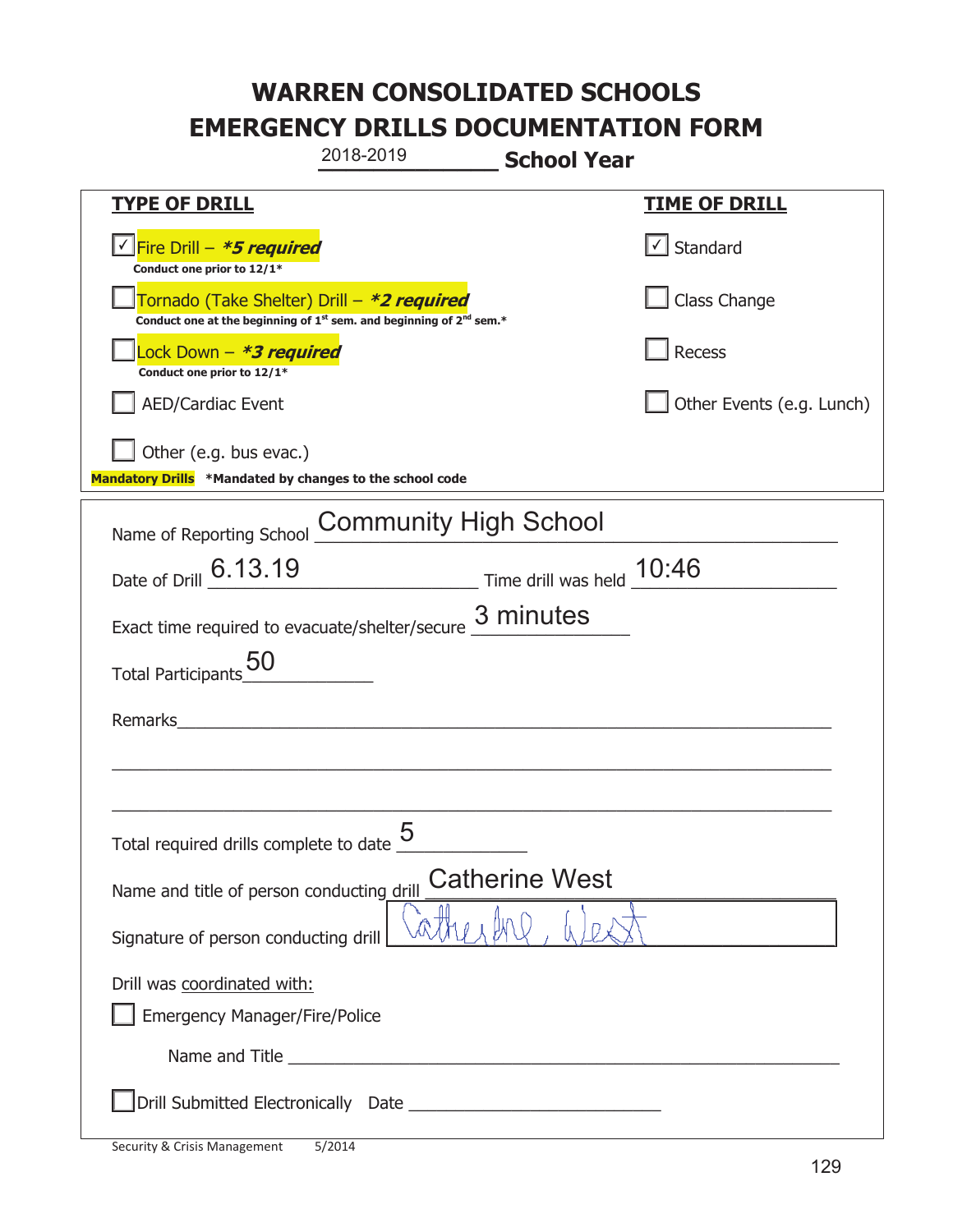# WARREN CONSOLIDATED SCHOOLS
# EMERGENCY DRILLS DOCUMENTATION FORM

2018-2019 **School Year**

| TYPE OF DRILL | TIME OF DRILL |
|---|---|
| ☑ Fire Drill – ***5 required*** <br> **Conduct one prior to 12/1*** | ☑ Standard |
| ☐ Tornado (Take Shelter) Drill – ***2 required*** <br> **Conduct one at the beginning of 1st sem. and beginning of 2nd sem.*** | ☐ Class Change |
| ☐ Lock Down – ***3 required*** <br> **Conduct one prior to 12/1*** | ☐ Recess |
| ☐ AED/Cardiac Event | ☐ Other Events (e.g. Lunch) |
| ☐ Other (e.g. bus evac.) | |

**Mandatory Drills** **\*Mandated by changes to the school code**

Name of Reporting School: Community High School

Date of Drill: 6.13.19 Time drill was held: 10:46

Exact time required to evacuate/shelter/secure: 3 minutes

Total Participants: 50

Remarks: ______________________________

Total required drills complete to date: 5

Name and title of person conducting drill: Catherine West

Signature of person conducting drill: Catherine West

Drill was coordinated with:

☐ Emergency Manager/Fire/Police

Name and Title ______________________________

☐ Drill Submitted Electronically Date ______________________________

Security & Crisis Management 5/2014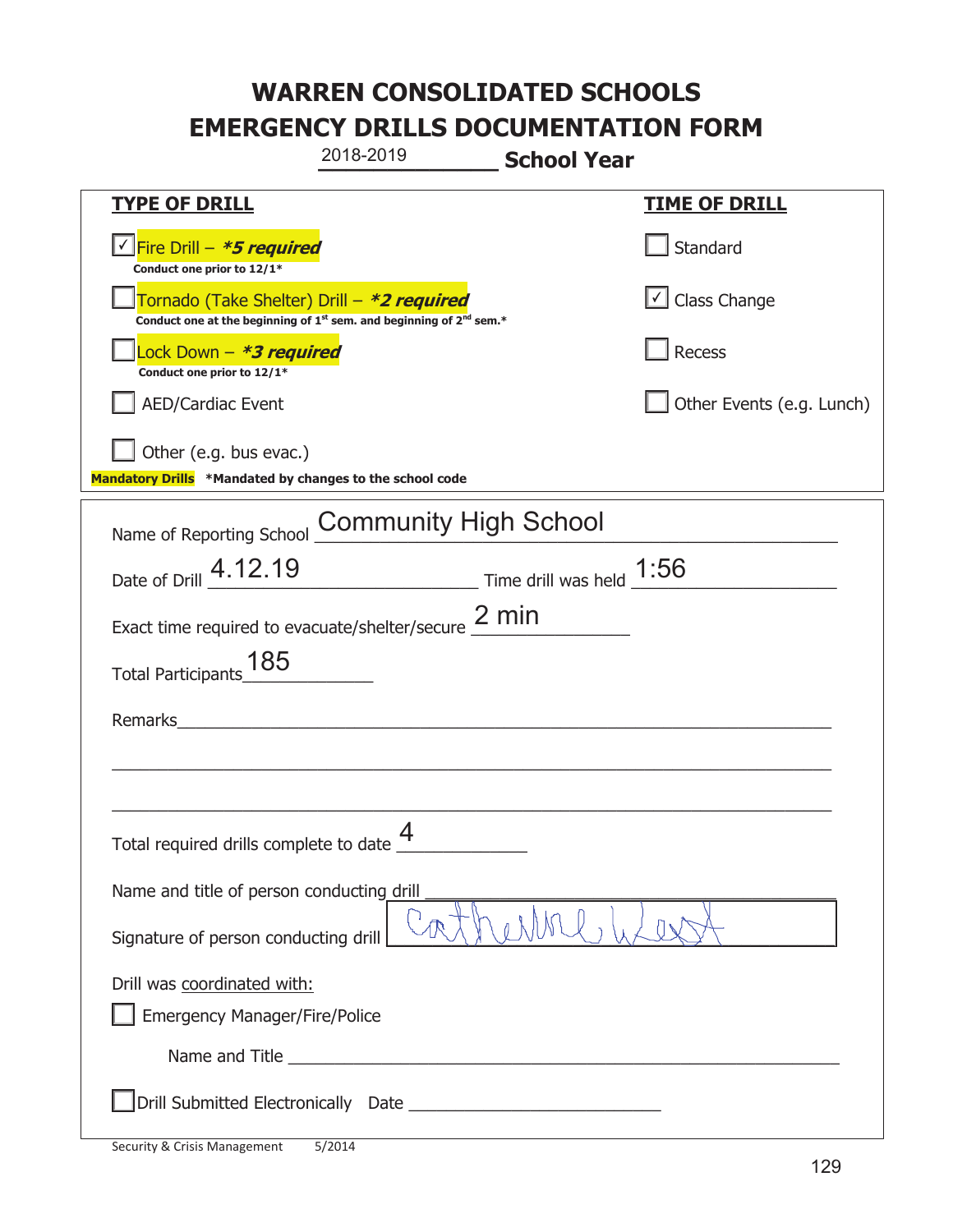# WARREN CONSOLIDATED SCHOOLS
# EMERGENCY DRILLS DOCUMENTATION FORM

2018-2019 **School Year**

| **TYPE OF DRILL** | **TIME OF DRILL** |
|---|---|
| ☑ Fire Drill – ***5 required*** <br> **Conduct one prior to 12/1*** | ☐ Standard |
| ☐ Tornado (Take Shelter) Drill – ***2 required*** <br> **Conduct one at the beginning of 1st sem. and beginning of 2nd sem.*** | ☑ Class Change |
| ☐ Lock Down – ***3 required*** <br> **Conduct one prior to 12/1*** | ☐ Recess |
| ☐ AED/Cardiac Event | ☐ Other Events (e.g. Lunch) |
| ☐ Other (e.g. bus evac.) | |

**Mandatory Drills** **\*Mandated by changes to the school code**

Name of Reporting School: Community High School

Date of Drill: 4.12.19 Time drill was held: 1:56

Exact time required to evacuate/shelter/secure: 2 min

Total Participants: 185

Remarks: ______________________________

Total required drills complete to date: 4

Name and title of person conducting drill: ______________________________

Signature of person conducting drill: [signature]

Drill was coordinated with:

☐ Emergency Manager/Fire/Police

Name and Title ______________________________

☐ Drill Submitted Electronically Date ______________________________

Security & Crisis Management 5/2014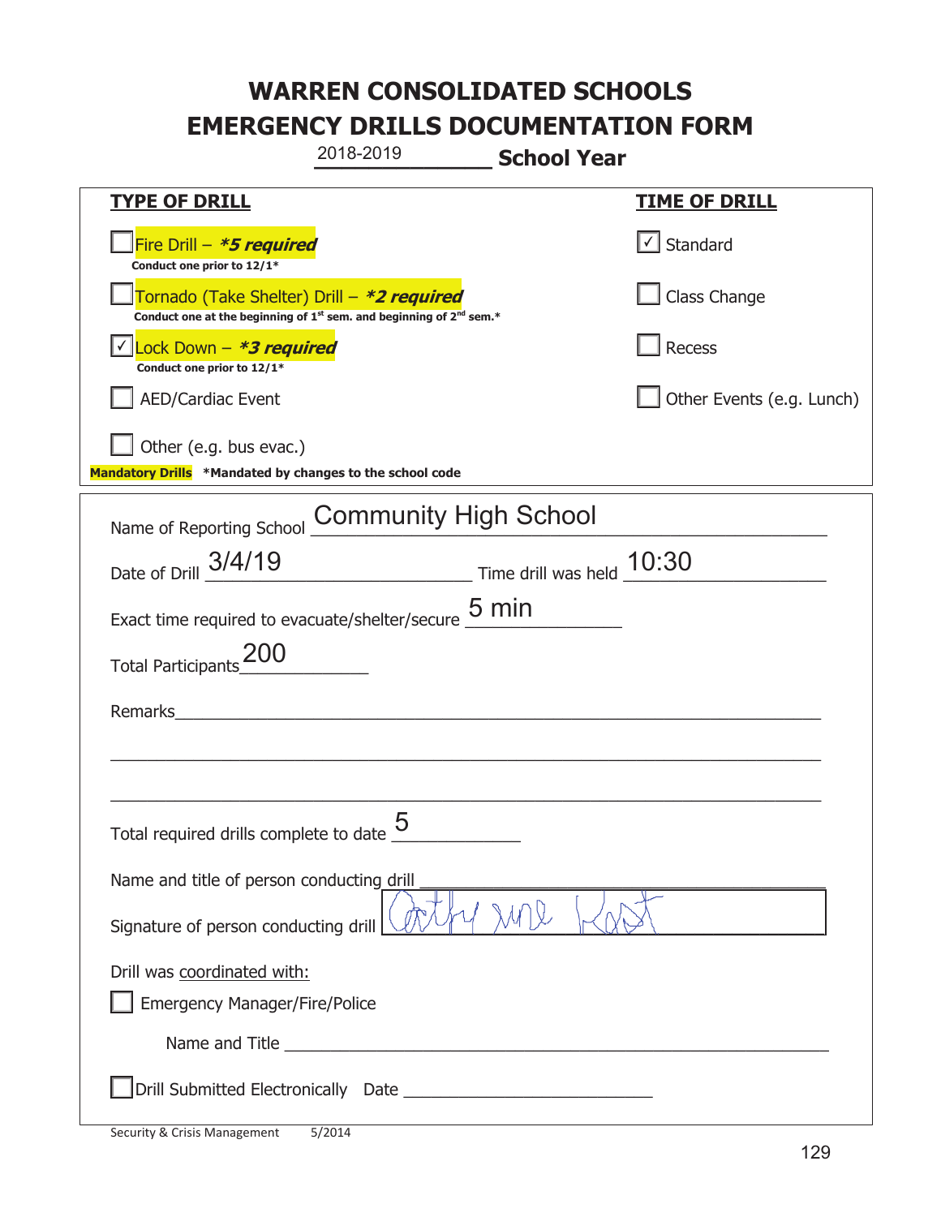# WARREN CONSOLIDATED SCHOOLS
# EMERGENCY DRILLS DOCUMENTATION FORM

2018-2019 **School Year**

| **TYPE OF DRILL** | **TIME OF DRILL** |
|---|---|
| ☐ Fire Drill – ***5 required*** <br> **Conduct one prior to 12/1*** | ☑ Standard |
| ☐ Tornado (Take Shelter) Drill – ***2 required*** <br> **Conduct one at the beginning of 1st sem. and beginning of 2nd sem.*** | ☐ Class Change |
| ☑ Lock Down – ***3 required*** <br> **Conduct one prior to 12/1*** | ☐ Recess |
| ☐ AED/Cardiac Event | ☐ Other Events (e.g. Lunch) |
| ☐ Other (e.g. bus evac.) | |

**Mandatory Drills** ***Mandated by changes to the school code**

Name of Reporting School: Community High School

Date of Drill: 3/4/19 Time drill was held: 10:30

Exact time required to evacuate/shelter/secure: 5 min

Total Participants: 200

Remarks: ______________________________

Total required drills complete to date: 5

Name and title of person conducting drill: ______________________________

Signature of person conducting drill: [signature]

Drill was coordinated with:

☐ Emergency Manager/Fire/Police

Name and Title ______________________________

☐ Drill Submitted Electronically Date ______________________________

Security & Crisis Management 5/2014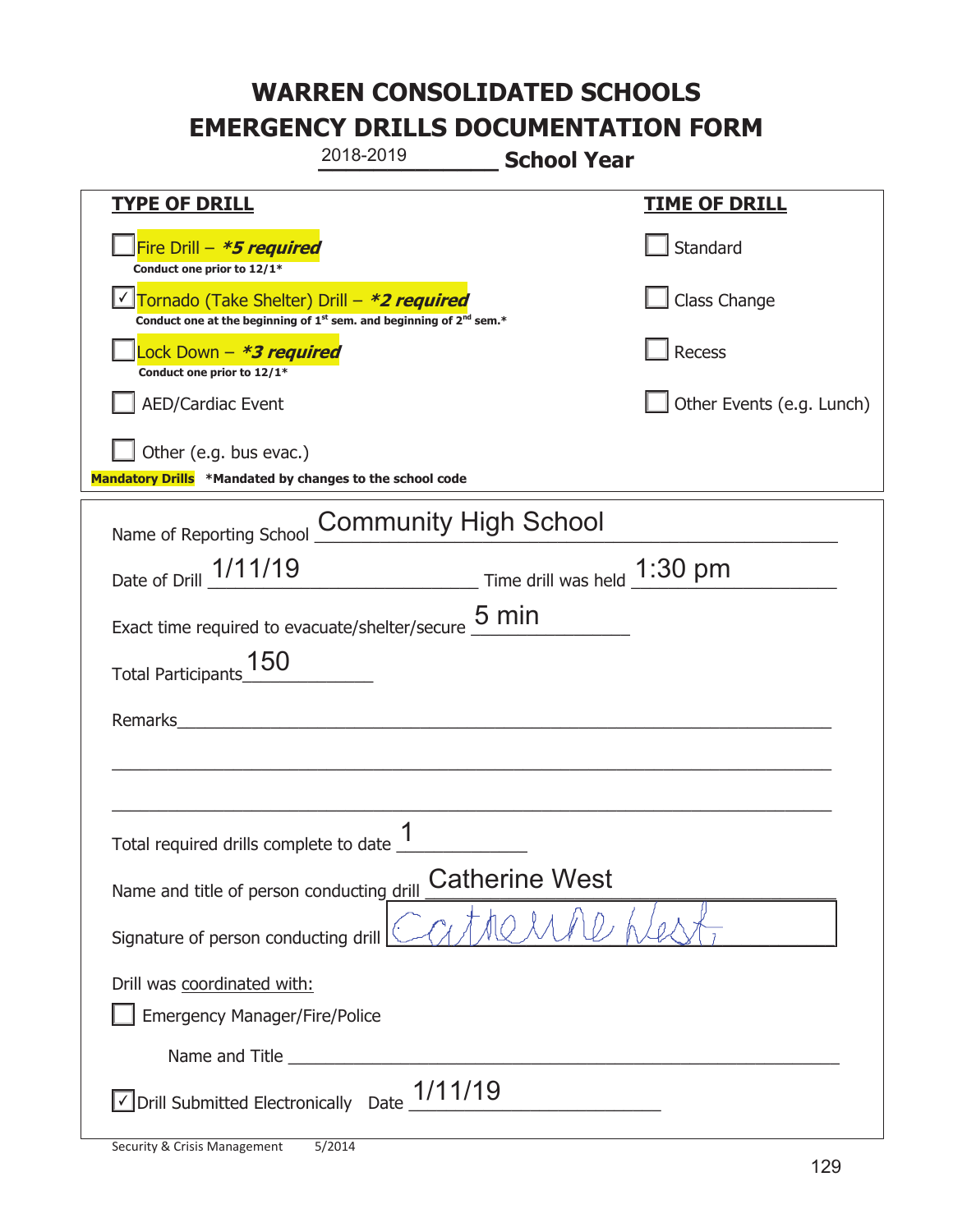# WARREN CONSOLIDATED SCHOOLS
# EMERGENCY DRILLS DOCUMENTATION FORM

2018-2019 **School Year**

| **TYPE OF DRILL** | **TIME OF DRILL** |
|---|---|
| ☐ Fire Drill – ***5 required*** <br> **Conduct one prior to 12/1*** | ☐ Standard |
| ☑ Tornado (Take Shelter) Drill – ***2 required*** <br> **Conduct one at the beginning of 1st sem. and beginning of 2nd sem.*** | ☐ Class Change |
| ☐ Lock Down – ***3 required*** <br> **Conduct one prior to 12/1*** | ☐ Recess |
| ☐ AED/Cardiac Event | ☐ Other Events (e.g. Lunch) |
| ☐ Other (e.g. bus evac.) | |

**Mandatory Drills** ***Mandated by changes to the school code**

Name of Reporting School: Community High School

Date of Drill: 1/11/19 Time drill was held: 1:30 pm

Exact time required to evacuate/shelter/secure: 5 min

Total Participants: 150

Remarks: ______________________________

Total required drills complete to date: 1

Name and title of person conducting drill: Catherine West

Signature of person conducting drill: Catherine West

Drill was coordinated with:

☐ Emergency Manager/Fire/Police

Name and Title ______________________________

☑ Drill Submitted Electronically Date: 1/11/19

Security & Crisis Management 5/2014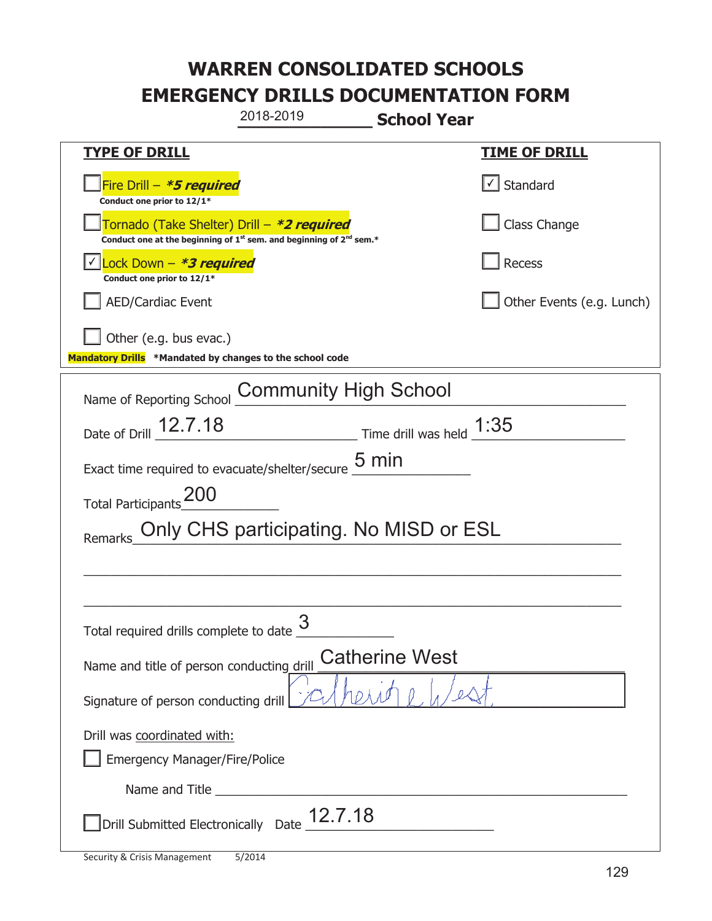# WARREN CONSOLIDATED SCHOOLS
# EMERGENCY DRILLS DOCUMENTATION FORM

2018-2019 **School Year**

| **TYPE OF DRILL** | **TIME OF DRILL** |
|---|---|
| ☐ Fire Drill – ***5 required*** Conduct one prior to 12/1* | ☑ Standard |
| ☐ Tornado (Take Shelter) Drill – ***2 required*** Conduct one at the beginning of 1st sem. and beginning of 2nd sem.* | ☐ Class Change |
| ☑ Lock Down – ***3 required*** Conduct one prior to 12/1* | ☐ Recess |
| ☐ AED/Cardiac Event | ☐ Other Events (e.g. Lunch) |
| ☐ Other (e.g. bus evac.) | |

**Mandatory Drills** ***Mandated by changes to the school code**

Name of Reporting School: Community High School

Date of Drill: 12.7.18 Time drill was held: 1:35

Exact time required to evacuate/shelter/secure: 5 min

Total Participants: 200

Remarks: Only CHS participating. No MISD or ESL

Total required drills complete to date: 3

Name and title of person conducting drill: Catherine West

Signature of person conducting drill: Catherine West

Drill was coordinated with:

☐ Emergency Manager/Fire/Police

Name and Title ______

☐ Drill Submitted Electronically Date 12.7.18

Security & Crisis Management 5/2014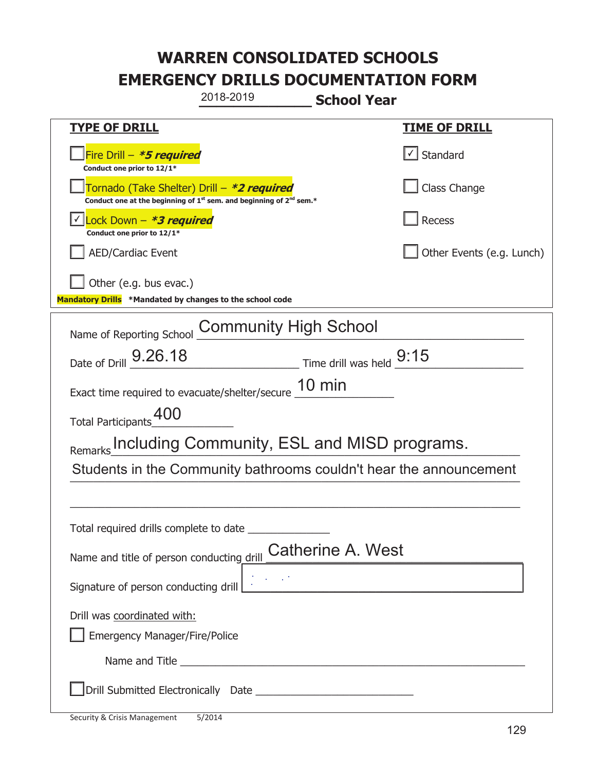# WARREN CONSOLIDATED SCHOOLS
# EMERGENCY DRILLS DOCUMENTATION FORM

2018-2019 **School Year**

| **TYPE OF DRILL** | **TIME OF DRILL** |
|---|---|
| ☐ Fire Drill – ***5 required*** <br> **Conduct one prior to 12/1*** | ☑ Standard |
| ☐ Tornado (Take Shelter) Drill – ***2 required*** <br> **Conduct one at the beginning of 1st sem. and beginning of 2nd sem.*** | ☐ Class Change |
| ☑ Lock Down – ***3 required*** <br> **Conduct one prior to 12/1*** | ☐ Recess |
| ☐ AED/Cardiac Event | ☐ Other Events (e.g. Lunch) |
| ☐ Other (e.g. bus evac.) | |

**Mandatory Drills** ***Mandated by changes to the school code**

Name of Reporting School: Community High School

Date of Drill: 9.26.18  Time drill was held: 9:15

Exact time required to evacuate/shelter/secure: 10 min

Total Participants: 400

Remarks: Including Community, ESL and MISD programs.
Students in the Community bathrooms couldn't hear the announcement

Total required drills complete to date: ______________

Name and title of person conducting drill: Catherine A. West

Signature of person conducting drill: 

Drill was coordinated with:

☐ Emergency Manager/Fire/Police

Name and Title ______________________________

☐ Drill Submitted Electronically  Date ______________________

Security & Crisis Management 5/2014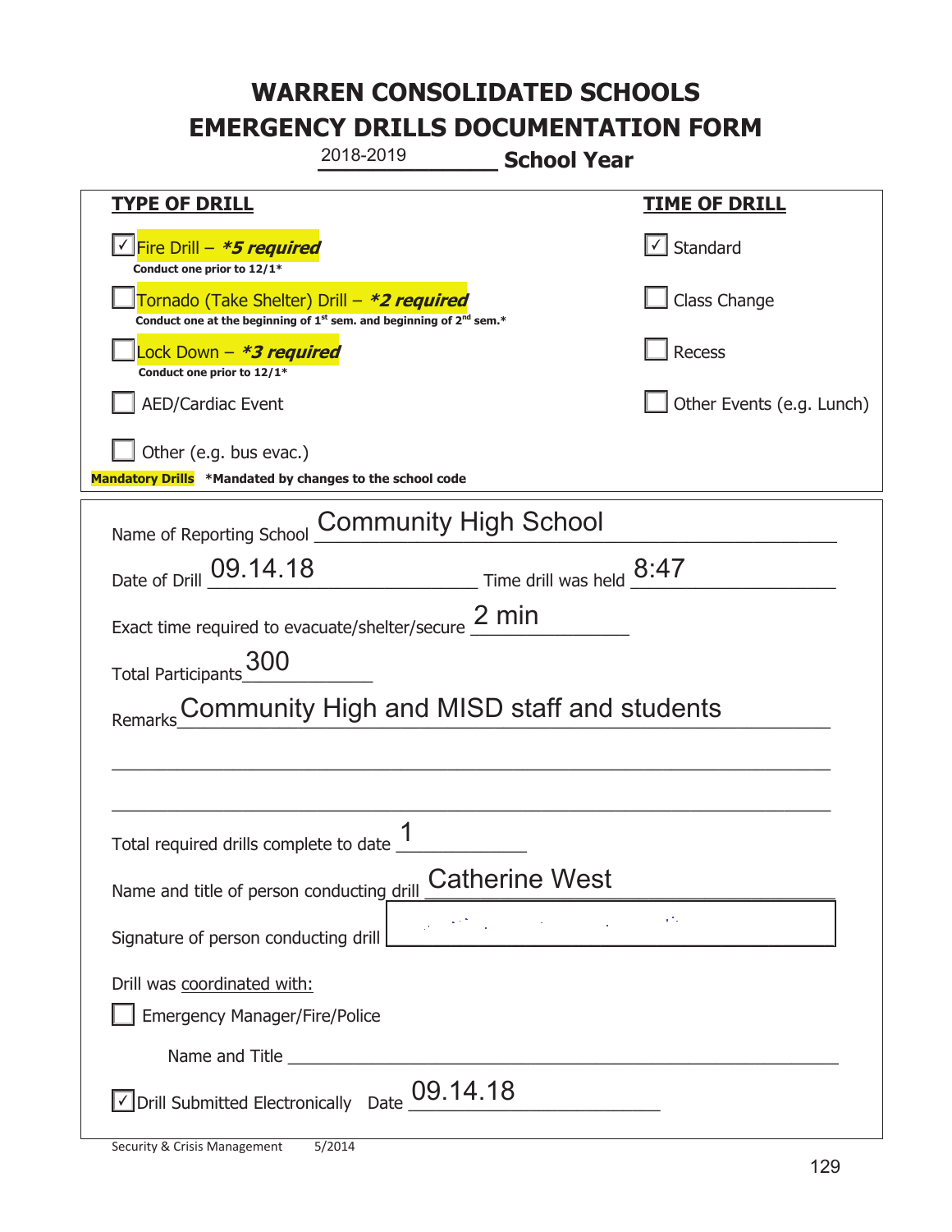# WARREN CONSOLIDATED SCHOOLS
# EMERGENCY DRILLS DOCUMENTATION FORM

2018-2019 **School Year**

| **TYPE OF DRILL** | **TIME OF DRILL** |
|---|---|
| ☑ Fire Drill – ***5 required*** <br> **Conduct one prior to 12/1*** | ☑ Standard |
| ☐ Tornado (Take Shelter) Drill – ***2 required*** <br> **Conduct one at the beginning of 1st sem. and beginning of 2nd sem.*** | ☐ Class Change |
| ☐ Lock Down – ***3 required*** <br> **Conduct one prior to 12/1*** | ☐ Recess |
| ☐ AED/Cardiac Event | ☐ Other Events (e.g. Lunch) |
| ☐ Other (e.g. bus evac.) | |

**Mandatory Drills** **\*Mandated by changes to the school code**

Name of Reporting School: Community High School

Date of Drill: 09.14.18 Time drill was held: 8:47

Exact time required to evacuate/shelter/secure: 2 min

Total Participants: 300

Remarks: Community High and MISD staff and students

Total required drills complete to date: 1

Name and title of person conducting drill: Catherine West

Signature of person conducting drill: 

Drill was coordinated with:

☐ Emergency Manager/Fire/Police

Name and Title: 

☑ Drill Submitted Electronically Date: 09.14.18

Security & Crisis Management 5/2014